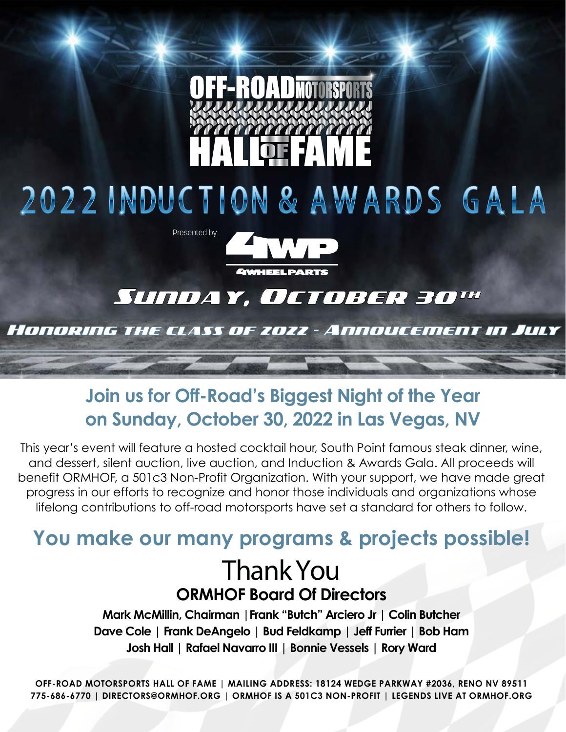# OFF-ROAD MOTORSPORTS HALL OF FAME

# 2022 INDUCTION & AWARDS GALA

Presented by: 4WP 4WHEELPARTS

## SUNDAY, OCTOBER 30TH

### HONORING THE CLASS OF 2022 - ANNOUCEMENT IN JULY

## Join us for Off-Road's Biggest Night of the Year on Sunday, October 30, 2022 in Las Vegas, NV

This year's event will feature a hosted cocktail hour, South Point famous steak dinner, wine, and dessert, silent auction, live auction, and Induction & Awards Gala. All proceeds will benefit ORMHOF, a 501c3 Non-Profit Organization. With your support, we have made great progress in our efforts to recognize and honor those individuals and organizations whose lifelong contributions to off-road motorsports have set a standard for others to follow.

## You make our many programs & projects possible!

# Thank You

### ORMHOF Board Of Directors

**Mark McMillin, Chairman | Frank "Butch" Arciero Jr | Colin Butcher**
**Dave Cole | Frank DeAngelo | Bud Feldkamp | Jeff Furrier | Bob Ham**
**Josh Hall | Rafael Navarro III | Bonnie Vessels | Rory Ward**

**OFF-ROAD MOTORSPORTS HALL OF FAME | MAILING ADDRESS: 18124 WEDGE PARKWAY #2036, RENO NV 89511**
**775-686-6770 | DIRECTORS@ORMHOF.ORG | ORMHOF IS A 501C3 NON-PROFIT | LEGENDS LIVE AT ORMHOF.ORG**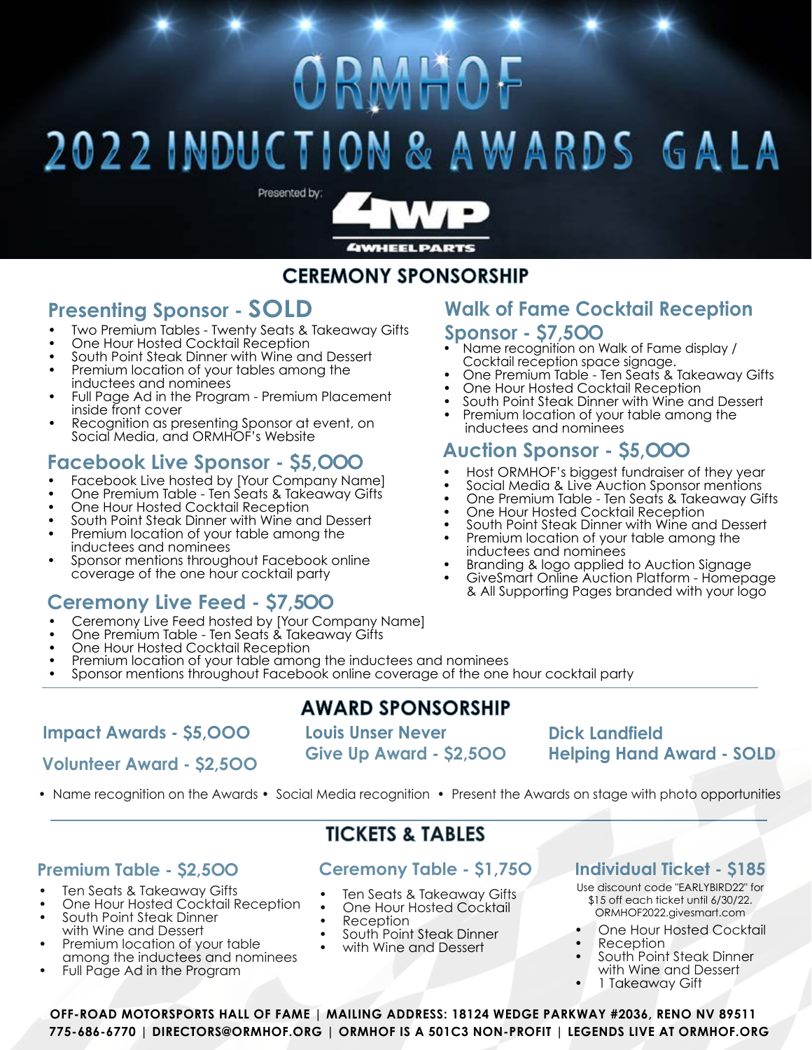# ORMHOF

# 2022 INDUCTION & AWARDS GALA

Presented by: 4WP 4WHEEL PARTS

## CEREMONY SPONSORSHIP

### Presenting Sponsor - SOLD

- Two Premium Tables - Twenty Seats & Takeaway Gifts
- One Hour Hosted Cocktail Reception
- South Point Steak Dinner with Wine and Dessert
- Premium location of your tables among the inductees and nominees
- Full Page Ad in the Program - Premium Placement inside front cover
- Recognition as presenting Sponsor at event, on Social Media, and ORMHOF's Website

### Facebook Live Sponsor - $5,000

- Facebook Live hosted by [Your Company Name]
- One Premium Table - Ten Seats & Takeaway Gifts
- One Hour Hosted Cocktail Reception
- South Point Steak Dinner with Wine and Dessert
- Premium location of your table among the inductees and nominees
- Sponsor mentions throughout Facebook online coverage of the one hour cocktail party

### Ceremony Live Feed - $7,500

- Ceremony Live Feed hosted by [Your Company Name]
- One Premium Table - Ten Seats & Takeaway Gifts
- One Hour Hosted Cocktail Reception
- Premium location of your table among the inductees and nominees
- Sponsor mentions throughout Facebook online coverage of the one hour cocktail party

### Walk of Fame Cocktail Reception Sponsor - $7,500

- Name recognition on Walk of Fame display / Cocktail reception space signage.
- One Premium Table - Ten Seats & Takeaway Gifts
- One Hour Hosted Cocktail Reception
- South Point Steak Dinner with Wine and Dessert
- Premium location of your table among the inductees and nominees

### Auction Sponsor - $5,000

- Host ORMHOF's biggest fundraiser of they year
- Social Media & Live Auction Sponsor mentions
- One Premium Table - Ten Seats & Takeaway Gifts
- One Hour Hosted Cocktail Reception
- South Point Steak Dinner with Wine and Dessert
- Premium location of your table among the inductees and nominees
- Branding & logo applied to Auction Signage
- GiveSmart Online Auction Platform - Homepage & All Supporting Pages branded with your logo

## AWARD SPONSORSHIP

### Impact Awards - $5,000

### Volunteer Award - $2,500

### Louis Unser Never Give Up Award - $2,500

### Dick Landfield Helping Hand Award - SOLD

- Name recognition on the Awards • Social Media recognition • Present the Awards on stage with photo opportunities

## TICKETS & TABLES

### Premium Table - $2,500

- Ten Seats & Takeaway Gifts
- One Hour Hosted Cocktail Reception
- South Point Steak Dinner with Wine and Dessert
- Premium location of your table among the inductees and nominees
- Full Page Ad in the Program

### Ceremony Table - $1,750

- Ten Seats & Takeaway Gifts
- One Hour Hosted Cocktail Reception
- South Point Steak Dinner with Wine and Dessert

### Individual Ticket - $185

Use discount code "EARLYBIRD22" for $15 off each ticket until 6/30/22. ORMHOF2022.givesmart.com

- One Hour Hosted Cocktail Reception
- South Point Steak Dinner with Wine and Dessert
- 1 Takeaway Gift

**OFF-ROAD MOTORSPORTS HALL OF FAME | MAILING ADDRESS: 18124 WEDGE PARKWAY #2036, RENO NV 89511**
**775-686-6770 | DIRECTORS@ORMHOF.ORG | ORMHOF IS A 501C3 NON-PROFIT | LEGENDS LIVE AT ORMHOF.ORG**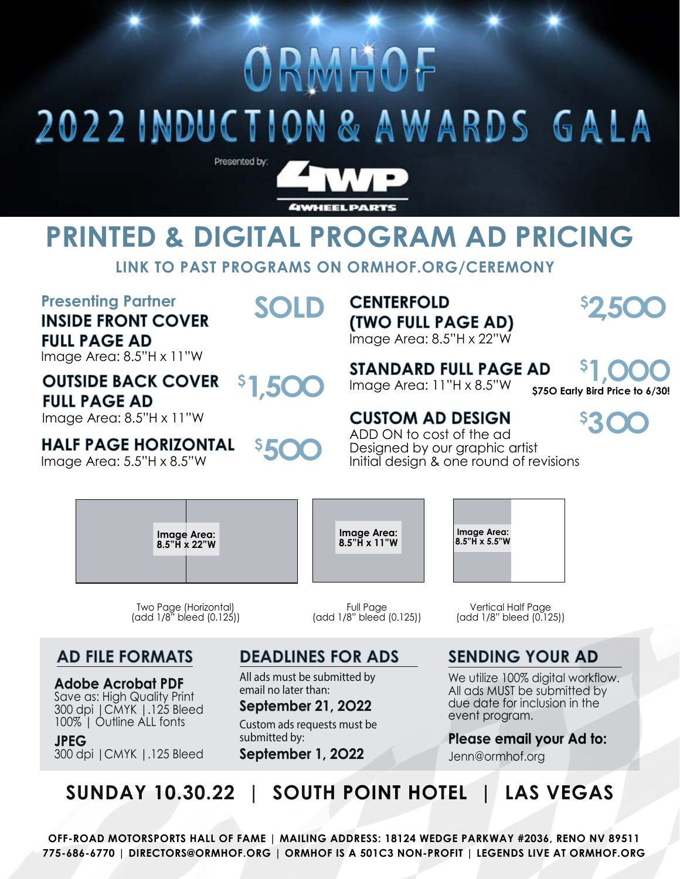# ORMHOF

# 2022 INDUCTION & AWARDS GALA

Presented by: 4WP 4WHEELPARTS

## PRINTED & DIGITAL PROGRAM AD PRICING

**LINK TO PAST PROGRAMS ON ORMHOF.ORG/CEREMONY**

**Presenting Partner**
**INSIDE FRONT COVER FULL PAGE AD** — **SOLD**
Image Area: 8.5"H x 11"W

**OUTSIDE BACK COVER FULL PAGE AD** — **$1,500**
Image Area: 8.5"H x 11"W

**HALF PAGE HORIZONTAL** — **$500**
Image Area: 5.5"H x 8.5"W

**CENTERFOLD (TWO FULL PAGE AD)** — **$2,500**
Image Area: 8.5"H x 22"W

**STANDARD FULL PAGE AD** — **$1,000**
Image Area: 11"H x 8.5"W
**$750 Early Bird Price to 6/30!**

**CUSTOM AD DESIGN** — **$300**
ADD ON to cost of the ad
Designed by our graphic artist
Initial design & one round of revisions

**Image Area: 8.5"H x 22"W**
Two Page (Horizontal) (add 1/8" bleed (0.125))

**Image Area: 8.5"H x 11"W**
Full Page (add 1/8" bleed (0.125))

**Image Area: 8.5"H x 5.5"W**
Vertical Half Page (add 1/8" bleed (0.125))

### AD FILE FORMATS

**Adobe Acrobat PDF**
Save as: High Quality Print
300 dpi | CMYK | .125 Bleed
100% | Outline ALL fonts

**JPEG**
300 dpi | CMYK | .125 Bleed

### DEADLINES FOR ADS

All ads must be submitted by email no later than:
**September 21, 2022**

Custom ads requests must be submitted by:
**September 1, 2022**

### SENDING YOUR AD

We utilize 100% digital workflow. All ads MUST be submitted by due date for inclusion in the event program.

**Please email your Ad to:**
Jenn@ormhof.org

## SUNDAY 10.30.22 | SOUTH POINT HOTEL | LAS VEGAS

**OFF-ROAD MOTORSPORTS HALL OF FAME | MAILING ADDRESS: 18124 WEDGE PARKWAY #2036, RENO NV 89511**
**775-686-6770 | DIRECTORS@ORMHOF.ORG | ORMHOF IS A 501C3 NON-PROFIT | LEGENDS LIVE AT ORMHOF.ORG**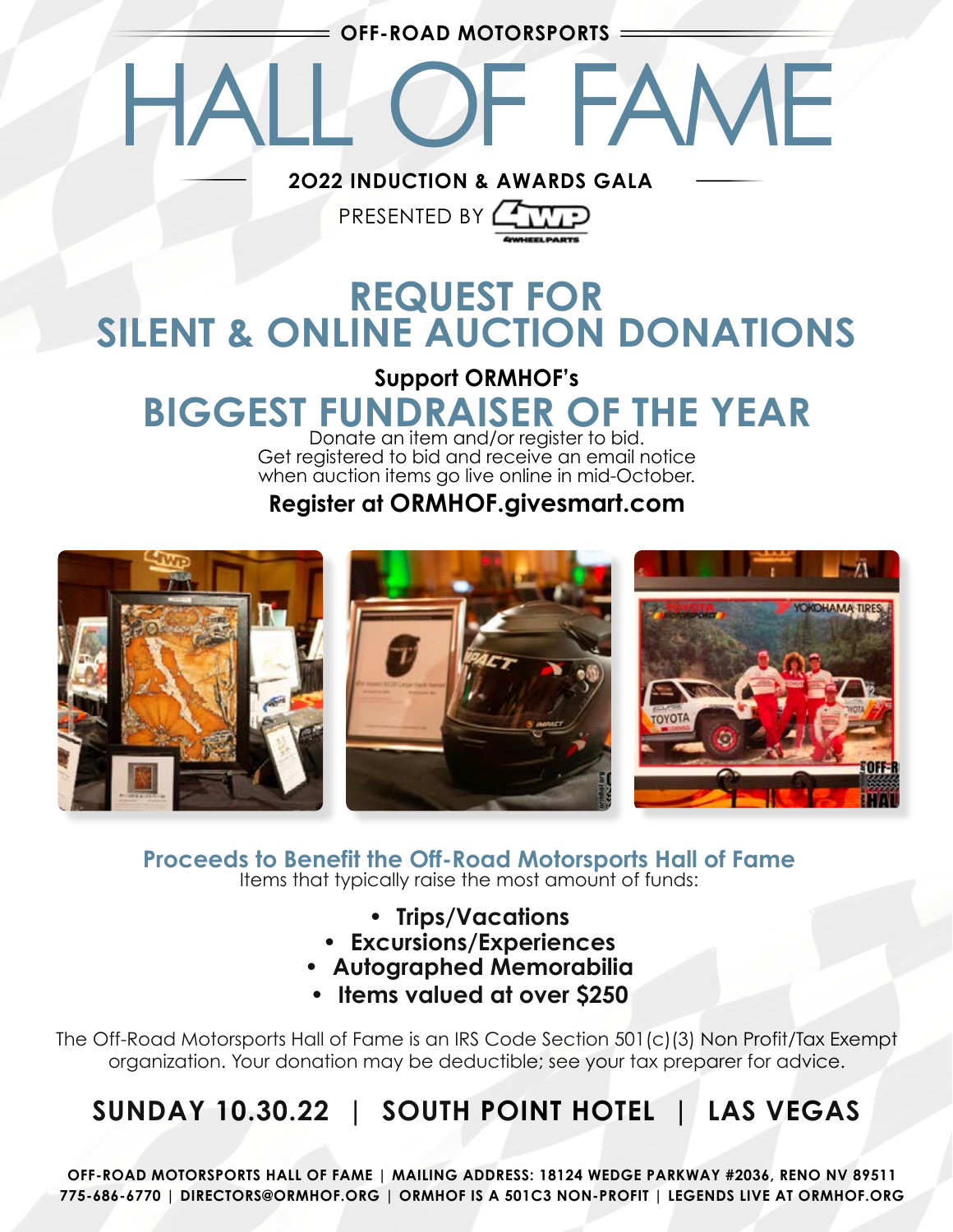OFF-ROAD MOTORSPORTS

# HALL OF FAME

**2022 INDUCTION & AWARDS GALA**

PRESENTED BY 4WP

## REQUEST FOR SILENT & ONLINE AUCTION DONATIONS

**Support ORMHOF's**

## BIGGEST FUNDRAISER OF THE YEAR

Donate an item and/or register to bid.
Get registered to bid and receive an email notice when auction items go live online in mid-October.

**Register at ORMHOF.givesmart.com**

### Proceeds to Benefit the Off-Road Motorsports Hall of Fame

Items that typically raise the most amount of funds:

- **Trips/Vacations**
- **Excursions/Experiences**
- **Autographed Memorabilia**
- **Items valued at over $250**

The Off-Road Motorsports Hall of Fame is an IRS Code Section 501(c)(3) Non Profit/Tax Exempt organization. Your donation may be deductible; see your tax preparer for advice.

## SUNDAY 10.30.22 | SOUTH POINT HOTEL | LAS VEGAS

**OFF-ROAD MOTORSPORTS HALL OF FAME | MAILING ADDRESS: 18124 WEDGE PARKWAY #2036, RENO NV 89511**
**775-686-6770 | DIRECTORS@ORMHOF.ORG | ORMHOF IS A 501C3 NON-PROFIT | LEGENDS LIVE AT ORMHOF.ORG**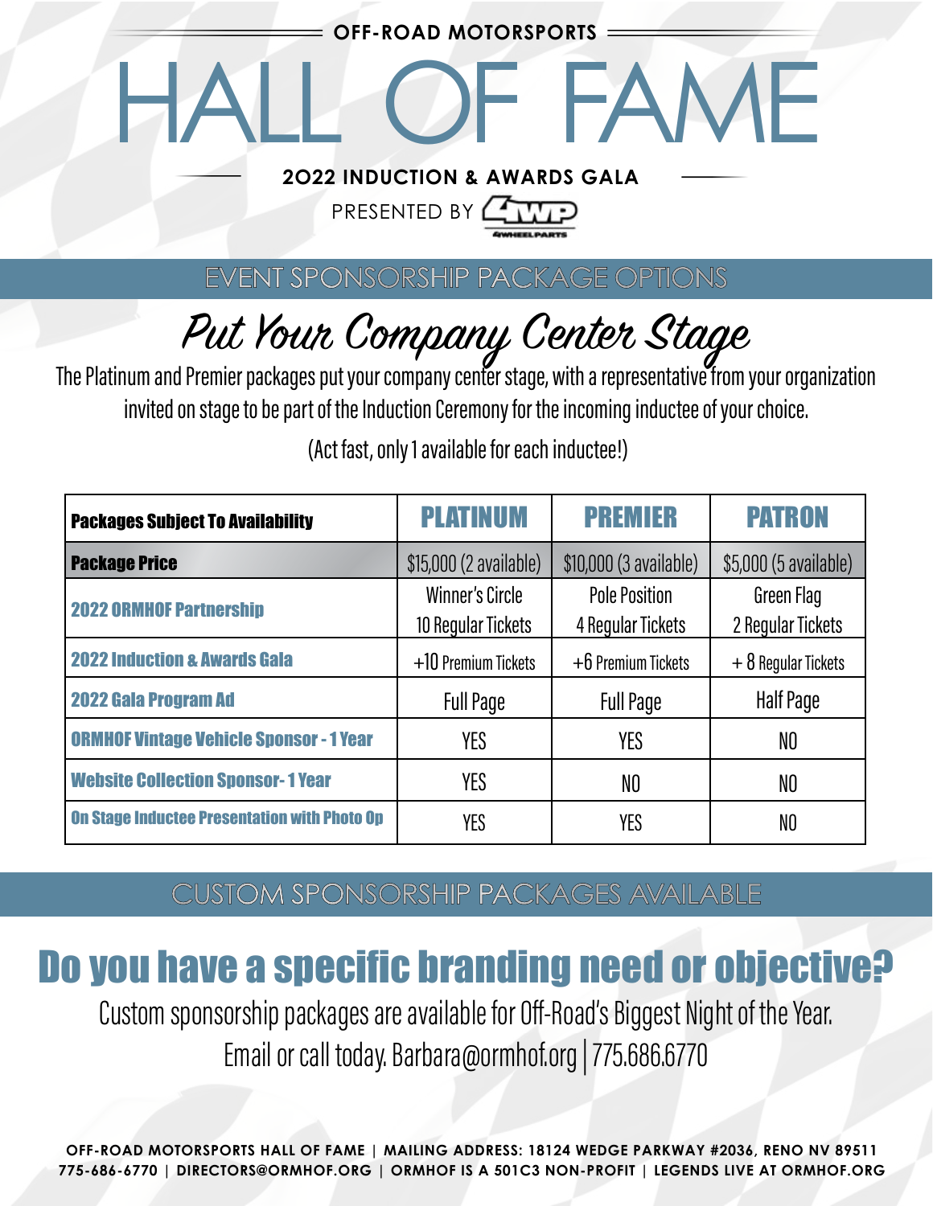OFF-ROAD MOTORSPORTS

# HALL OF FAME

**2022 INDUCTION & AWARDS GALA**

PRESENTED BY 4WP

## EVENT SPONSORSHIP PACKAGE OPTIONS

## *Put Your Company Center Stage*

The Platinum and Premier packages put your company center stage, with a representative from your organization invited on stage to be part of the Induction Ceremony for the incoming inductee of your choice.

(Act fast, only 1 available for each inductee!)

| **Packages Subject To Availability** | **PLATINUM** | **PREMIER** | **PATRON** |
|---|---|---|---|
| **Package Price** | $15,000 (2 available) | $10,000 (3 available) | $5,000 (5 available) |
| **2022 ORMHOF Partnership** | Winner's Circle<br>10 Regular Tickets | Pole Position<br>4 Regular Tickets | Green Flag<br>2 Regular Tickets |
| **2022 Induction & Awards Gala** | +10 Premium Tickets | +6 Premium Tickets | + 8 Regular Tickets |
| **2022 Gala Program Ad** | Full Page | Full Page | Half Page |
| **ORMHOF Vintage Vehicle Sponsor - 1 Year** | YES | YES | NO |
| **Website Collection Sponsor- 1 Year** | YES | NO | NO |
| **On Stage Inductee Presentation with Photo Op** | YES | YES | NO |

## CUSTOM SPONSORSHIP PACKAGES AVAILABLE

## Do you have a specific branding need or objective?

Custom sponsorship packages are available for Off-Road's Biggest Night of the Year.
Email or call today. Barbara@ormhof.org | 775.686.6770

**OFF-ROAD MOTORSPORTS HALL OF FAME | MAILING ADDRESS: 18124 WEDGE PARKWAY #2036, RENO NV 89511**
**775-686-6770 | DIRECTORS@ORMHOF.ORG | ORMHOF IS A 501C3 NON-PROFIT | LEGENDS LIVE AT ORMHOF.ORG**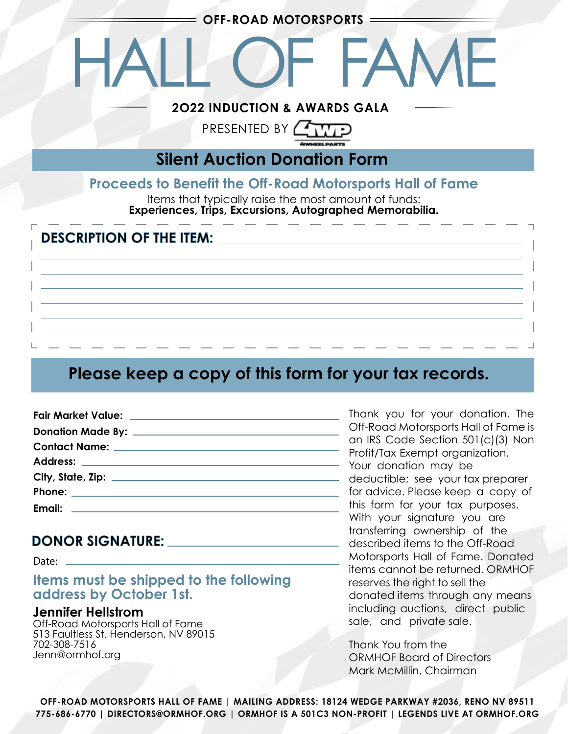OFF-ROAD MOTORSPORTS

# HALL OF FAME

**2O22 INDUCTION & AWARDS GALA**

PRESENTED BY 4WP

## Silent Auction Donation Form

### Proceeds to Benefit the Off-Road Motorsports Hall of Fame

Items that typically raise the most amount of funds:
**Experiences, Trips, Excursions, Autographed Memorabilia.**

**DESCRIPTION OF THE ITEM:** ______________________________

______________________________

______________________________

______________________________

______________________________

______________________________

## Please keep a copy of this form for your tax records.

**Fair Market Value:** ______________________________

**Donation Made By:** ______________________________

**Contact Name:** ______________________________

**Address:** ______________________________

**City, State, Zip:** ______________________________

**Phone:** ______________________________

**Email:** ______________________________

**DONOR SIGNATURE:** ______________________________

Date: ______________________________

### Items must be shipped to the following address by October 1st.

**Jennifer Hellstrom**
Off-Road Motorsports Hall of Fame
513 Faultless St. Henderson, NV 89015
702-308-7516
Jenn@ormhof.org

Thank you for your donation. The Off-Road Motorsports Hall of Fame is an IRS Code Section 501(c)(3) Non Profit/Tax Exempt organization. Your donation may be deductible; see your tax preparer for advice. Please keep a copy of this form for your tax purposes. With your signature you are transferring ownership of the described items to the Off-Road Motorsports Hall of Fame. Donated items cannot be returned. ORMHOF reserves the right to sell the donated items through any means including auctions, direct public sale, and private sale.

Thank You from the
ORMHOF Board of Directors
Mark McMillin, Chairman

**OFF-ROAD MOTORSPORTS HALL OF FAME | MAILING ADDRESS: 18124 WEDGE PARKWAY #2036, RENO NV 89511**
**775-686-6770 | DIRECTORS@ORMHOF.ORG | ORMHOF IS A 501C3 NON-PROFIT | LEGENDS LIVE AT ORMHOF.ORG**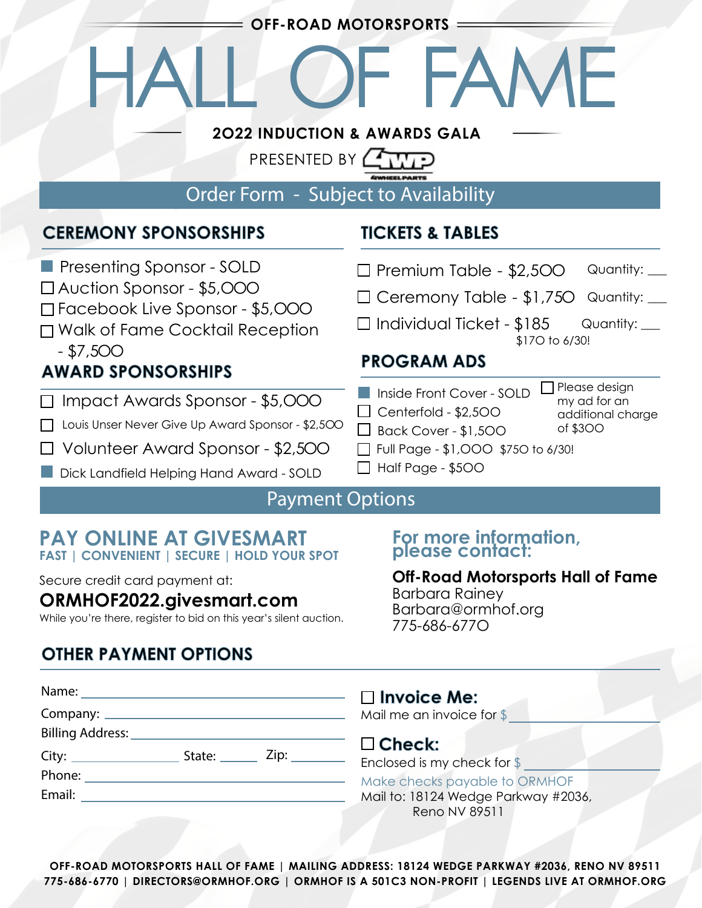OFF-ROAD MOTORSPORTS

# HALL OF FAME

**2022 INDUCTION & AWARDS GALA**

PRESENTED BY 4WP 4WHEELPARTS

## Order Form - Subject to Availability

### CEREMONY SPONSORSHIPS

- ■ Presenting Sponsor - SOLD
- ☐ Auction Sponsor - $5,000
- ☐ Facebook Live Sponsor - $5,000
- ☐ Walk of Fame Cocktail Reception - $7,500

### AWARD SPONSORSHIPS

- ☐ Impact Awards Sponsor - $5,000
- ☐ Louis Unser Never Give Up Award Sponsor - $2,500
- ☐ Volunteer Award Sponsor - $2,500
- ■ Dick Landfield Helping Hand Award - SOLD

### TICKETS & TABLES

- ☐ Premium Table - $2,500 Quantity: ___
- ☐ Ceremony Table - $1,750 Quantity: ___
- ☐ Individual Ticket - $185 Quantity: ___
  $170 to 6/30!

### PROGRAM ADS

- ■ Inside Front Cover - SOLD
- ☐ Centerfold - $2,500
- ☐ Back Cover - $1,500
- ☐ Full Page - $1,000 $750 to 6/30!
- ☐ Half Page - $500

☐ Please design my ad for an additional charge of $300

## Payment Options

### PAY ONLINE AT GIVESMART

**FAST | CONVENIENT | SECURE | HOLD YOUR SPOT**

Secure credit card payment at:

**ORMHOF2022.givesmart.com**

While you're there, register to bid on this year's silent auction.

### For more information, please contact:

**Off-Road Motorsports Hall of Fame**
Barbara Rainey
Barbara@ormhof.org
775-686-6770

### OTHER PAYMENT OPTIONS

Name: ____________________

Company: ____________________

Billing Address: ____________________

City: __________ State: ______ Zip: ______

Phone: ____________________

Email: ____________________

☐ **Invoice Me:**
Mail me an invoice for $ __________

☐ **Check:**
Enclosed is my check for $ __________

Make checks payable to ORMHOF
Mail to: 18124 Wedge Parkway #2036, Reno NV 89511

**OFF-ROAD MOTORSPORTS HALL OF FAME | MAILING ADDRESS: 18124 WEDGE PARKWAY #2036, RENO NV 89511**
**775-686-6770 | DIRECTORS@ORMHOF.ORG | ORMHOF IS A 501C3 NON-PROFIT | LEGENDS LIVE AT ORMHOF.ORG**